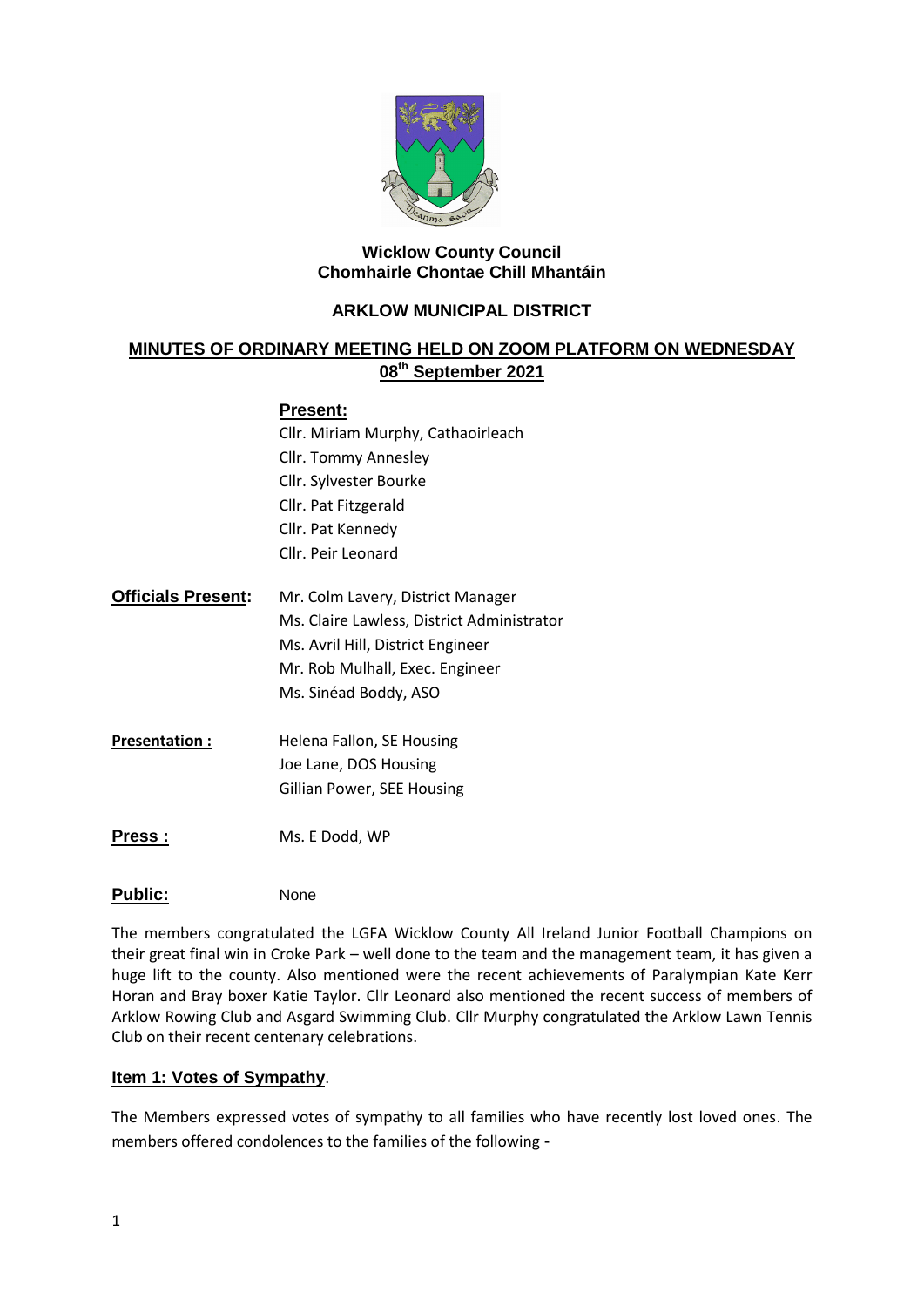**Wicklow County Council**
**Chomhairle Chontae Chill Mhantáin**

**ARKLOW MUNICIPAL DISTRICT**

**MINUTES OF ORDINARY MEETING HELD ON ZOOM PLATFORM ON WEDNESDAY 08th September 2021**

**Present:**
Cllr. Miriam Murphy, Cathaoirleach
Cllr. Tommy Annesley
Cllr. Sylvester Bourke
Cllr. Pat Fitzgerald
Cllr. Pat Kennedy
Cllr. Peir Leonard

**Officials Present:**
Mr. Colm Lavery, District Manager
Ms. Claire Lawless, District Administrator
Ms. Avril Hill, District Engineer
Mr. Rob Mulhall, Exec. Engineer
Ms. Sinéad Boddy, ASO

**Presentation :**
Helena Fallon, SE Housing
Joe Lane, DOS Housing
Gillian Power, SEE Housing

**Press :** Ms. E Dodd, WP

**Public:** None

The members congratulated the LGFA Wicklow County All Ireland Junior Football Champions on their great final win in Croke Park – well done to the team and the management team, it has given a huge lift to the county. Also mentioned were the recent achievements of Paralympian Kate Kerr Horan and Bray boxer Katie Taylor. Cllr Leonard also mentioned the recent success of members of Arklow Rowing Club and Asgard Swimming Club. Cllr Murphy congratulated the Arklow Lawn Tennis Club on their recent centenary celebrations.

## Item 1: Votes of Sympathy.

The Members expressed votes of sympathy to all families who have recently lost loved ones. The members offered condolences to the families of the following -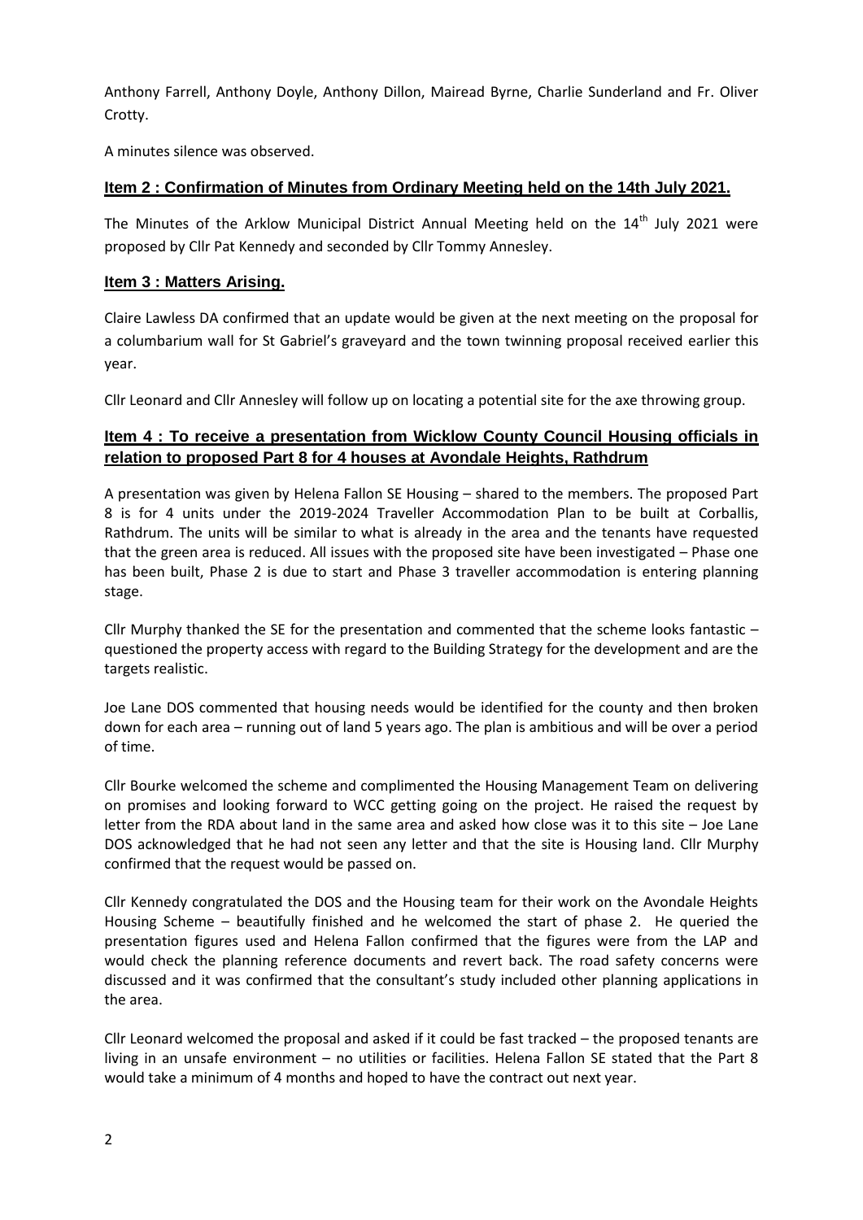Anthony Farrell, Anthony Doyle, Anthony Dillon, Mairead Byrne, Charlie Sunderland and Fr. Oliver Crotty.

A minutes silence was observed.

## Item 2 : Confirmation of Minutes from Ordinary Meeting held on the 14th July 2021.

The Minutes of the Arklow Municipal District Annual Meeting held on the 14th July 2021 were proposed by Cllr Pat Kennedy and seconded by Cllr Tommy Annesley.

## Item 3 : Matters Arising.

Claire Lawless DA confirmed that an update would be given at the next meeting on the proposal for a columbarium wall for St Gabriel's graveyard and the town twinning proposal received earlier this year.

Cllr Leonard and Cllr Annesley will follow up on locating a potential site for the axe throwing group.

## Item 4 : To receive a presentation from Wicklow County Council Housing officials in relation to proposed Part 8 for 4 houses at Avondale Heights, Rathdrum

A presentation was given by Helena Fallon SE Housing – shared to the members. The proposed Part 8 is for 4 units under the 2019-2024 Traveller Accommodation Plan to be built at Corballis, Rathdrum. The units will be similar to what is already in the area and the tenants have requested that the green area is reduced. All issues with the proposed site have been investigated – Phase one has been built, Phase 2 is due to start and Phase 3 traveller accommodation is entering planning stage.

Cllr Murphy thanked the SE for the presentation and commented that the scheme looks fantastic – questioned the property access with regard to the Building Strategy for the development and are the targets realistic.

Joe Lane DOS commented that housing needs would be identified for the county and then broken down for each area – running out of land 5 years ago. The plan is ambitious and will be over a period of time.

Cllr Bourke welcomed the scheme and complimented the Housing Management Team on delivering on promises and looking forward to WCC getting going on the project. He raised the request by letter from the RDA about land in the same area and asked how close was it to this site – Joe Lane DOS acknowledged that he had not seen any letter and that the site is Housing land. Cllr Murphy confirmed that the request would be passed on.

Cllr Kennedy congratulated the DOS and the Housing team for their work on the Avondale Heights Housing Scheme – beautifully finished and he welcomed the start of phase 2. He queried the presentation figures used and Helena Fallon confirmed that the figures were from the LAP and would check the planning reference documents and revert back. The road safety concerns were discussed and it was confirmed that the consultant's study included other planning applications in the area.

Cllr Leonard welcomed the proposal and asked if it could be fast tracked – the proposed tenants are living in an unsafe environment – no utilities or facilities. Helena Fallon SE stated that the Part 8 would take a minimum of 4 months and hoped to have the contract out next year.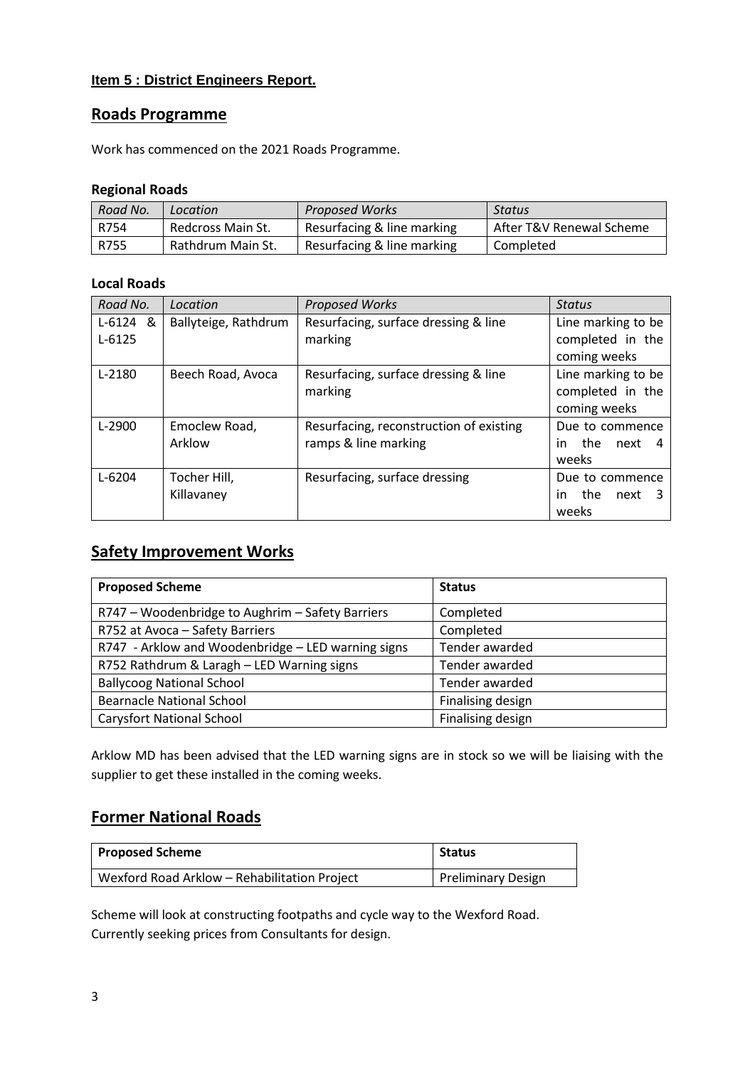### Item 5 : District Engineers Report.

## Roads Programme

Work has commenced on the 2021 Roads Programme.

### Regional Roads

| *Road No.* | *Location* | *Proposed Works* | *Status* |
|---|---|---|---|
| R754 | Redcross Main St. | Resurfacing & line marking | After T&V Renewal Scheme |
| R755 | Rathdrum Main St. | Resurfacing & line marking | Completed |

### Local Roads

| *Road No.* | *Location* | *Proposed Works* | *Status* |
|---|---|---|---|
| L-6124 & L-6125 | Ballyteige, Rathdrum | Resurfacing, surface dressing & line marking | Line marking to be completed in the coming weeks |
| L-2180 | Beech Road, Avoca | Resurfacing, surface dressing & line marking | Line marking to be completed in the coming weeks |
| L-2900 | Emoclew Road, Arklow | Resurfacing, reconstruction of existing ramps & line marking | Due to commence in the next 4 weeks |
| L-6204 | Tocher Hill, Killavaney | Resurfacing, surface dressing | Due to commence in the next 3 weeks |

## Safety Improvement Works

| **Proposed Scheme** | **Status** |
|---|---|
| R747 – Woodenbridge to Aughrim – Safety Barriers | Completed |
| R752 at Avoca – Safety Barriers | Completed |
| R747 - Arklow and Woodenbridge – LED warning signs | Tender awarded |
| R752 Rathdrum & Laragh – LED Warning signs | Tender awarded |
| Ballycoog National School | Tender awarded |
| Bearnacle National School | Finalising design |
| Carysfort National School | Finalising design |

Arklow MD has been advised that the LED warning signs are in stock so we will be liaising with the supplier to get these installed in the coming weeks.

## Former National Roads

| **Proposed Scheme** | **Status** |
|---|---|
| Wexford Road Arklow – Rehabilitation Project | Preliminary Design |

Scheme will look at constructing footpaths and cycle way to the Wexford Road.
Currently seeking prices from Consultants for design.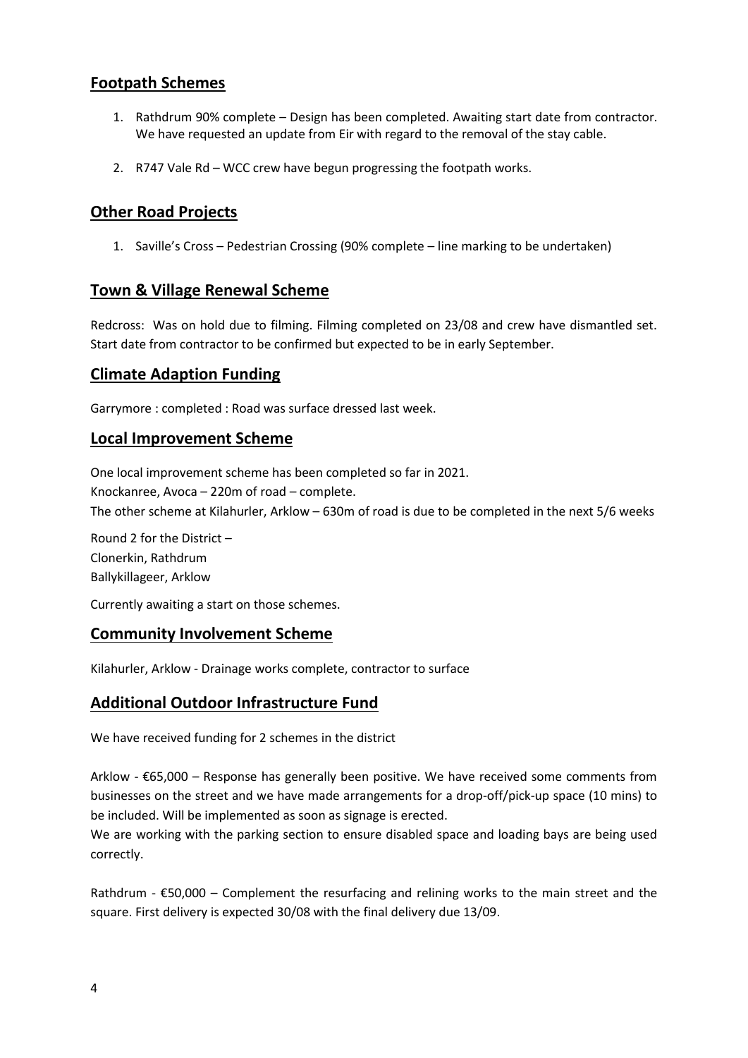## Footpath Schemes

1. Rathdrum 90% complete – Design has been completed. Awaiting start date from contractor. We have requested an update from Eir with regard to the removal of the stay cable.
2. R747 Vale Rd – WCC crew have begun progressing the footpath works.

## Other Road Projects

1. Saville's Cross – Pedestrian Crossing (90% complete – line marking to be undertaken)

## Town & Village Renewal Scheme

Redcross: Was on hold due to filming. Filming completed on 23/08 and crew have dismantled set. Start date from contractor to be confirmed but expected to be in early September.

## Climate Adaption Funding

Garrymore : completed : Road was surface dressed last week.

## Local Improvement Scheme

One local improvement scheme has been completed so far in 2021.
Knockanree, Avoca – 220m of road – complete.
The other scheme at Kilahurler, Arklow – 630m of road is due to be completed in the next 5/6 weeks

Round 2 for the District –
Clonerkin, Rathdrum
Ballykillageer, Arklow

Currently awaiting a start on those schemes.

## Community Involvement Scheme

Kilahurler, Arklow - Drainage works complete, contractor to surface

## Additional Outdoor Infrastructure Fund

We have received funding for 2 schemes in the district

Arklow - €65,000 – Response has generally been positive. We have received some comments from businesses on the street and we have made arrangements for a drop-off/pick-up space (10 mins) to be included. Will be implemented as soon as signage is erected.
We are working with the parking section to ensure disabled space and loading bays are being used correctly.

Rathdrum - €50,000 – Complement the resurfacing and relining works to the main street and the square. First delivery is expected 30/08 with the final delivery due 13/09.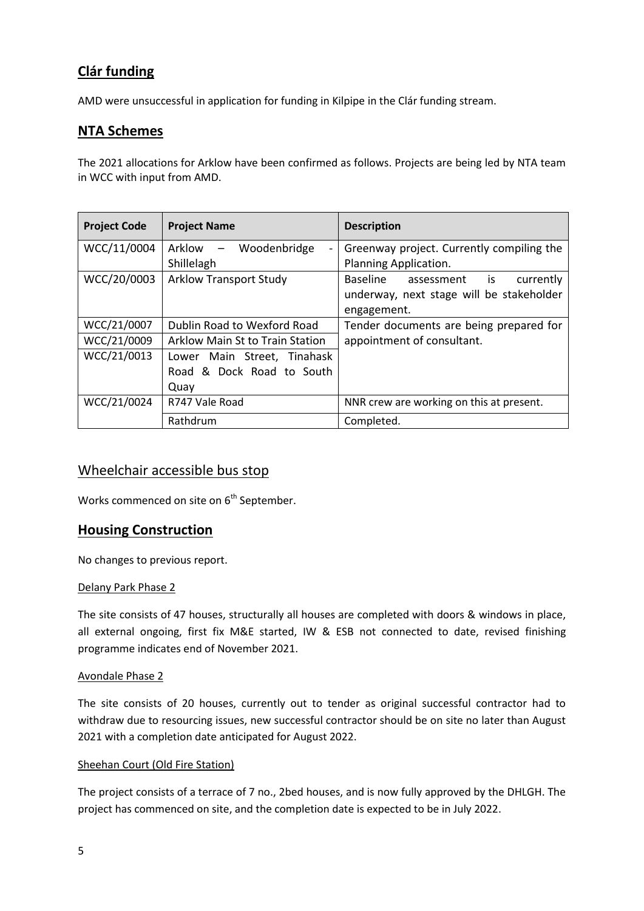## Clár funding

AMD were unsuccessful in application for funding in Kilpipe in the Clár funding stream.

## NTA Schemes

The 2021 allocations for Arklow have been confirmed as follows. Projects are being led by NTA team in WCC with input from AMD.

| Project Code | Project Name | Description |
|---|---|---|
| WCC/11/0004 | Arklow – Woodenbridge - Shillelagh | Greenway project. Currently compiling the Planning Application. |
| WCC/20/0003 | Arklow Transport Study | Baseline assessment is currently underway, next stage will be stakeholder engagement. |
| WCC/21/0007 | Dublin Road to Wexford Road | Tender documents are being prepared for appointment of consultant. |
| WCC/21/0009 | Arklow Main St to Train Station | |
| WCC/21/0013 | Lower Main Street, Tinahask Road & Dock Road to South Quay | |
| WCC/21/0024 | R747 Vale Road | NNR crew are working on this at present. |
| | Rathdrum | Completed. |

## Wheelchair accessible bus stop

Works commenced on site on 6th September.

## Housing Construction

No changes to previous report.

### Delany Park Phase 2

The site consists of 47 houses, structurally all houses are completed with doors & windows in place, all external ongoing, first fix M&E started, IW & ESB not connected to date, revised finishing programme indicates end of November 2021.

### Avondale Phase 2

The site consists of 20 houses, currently out to tender as original successful contractor had to withdraw due to resourcing issues, new successful contractor should be on site no later than August 2021 with a completion date anticipated for August 2022.

### Sheehan Court (Old Fire Station)

The project consists of a terrace of 7 no., 2bed houses, and is now fully approved by the DHLGH. The project has commenced on site, and the completion date is expected to be in July 2022.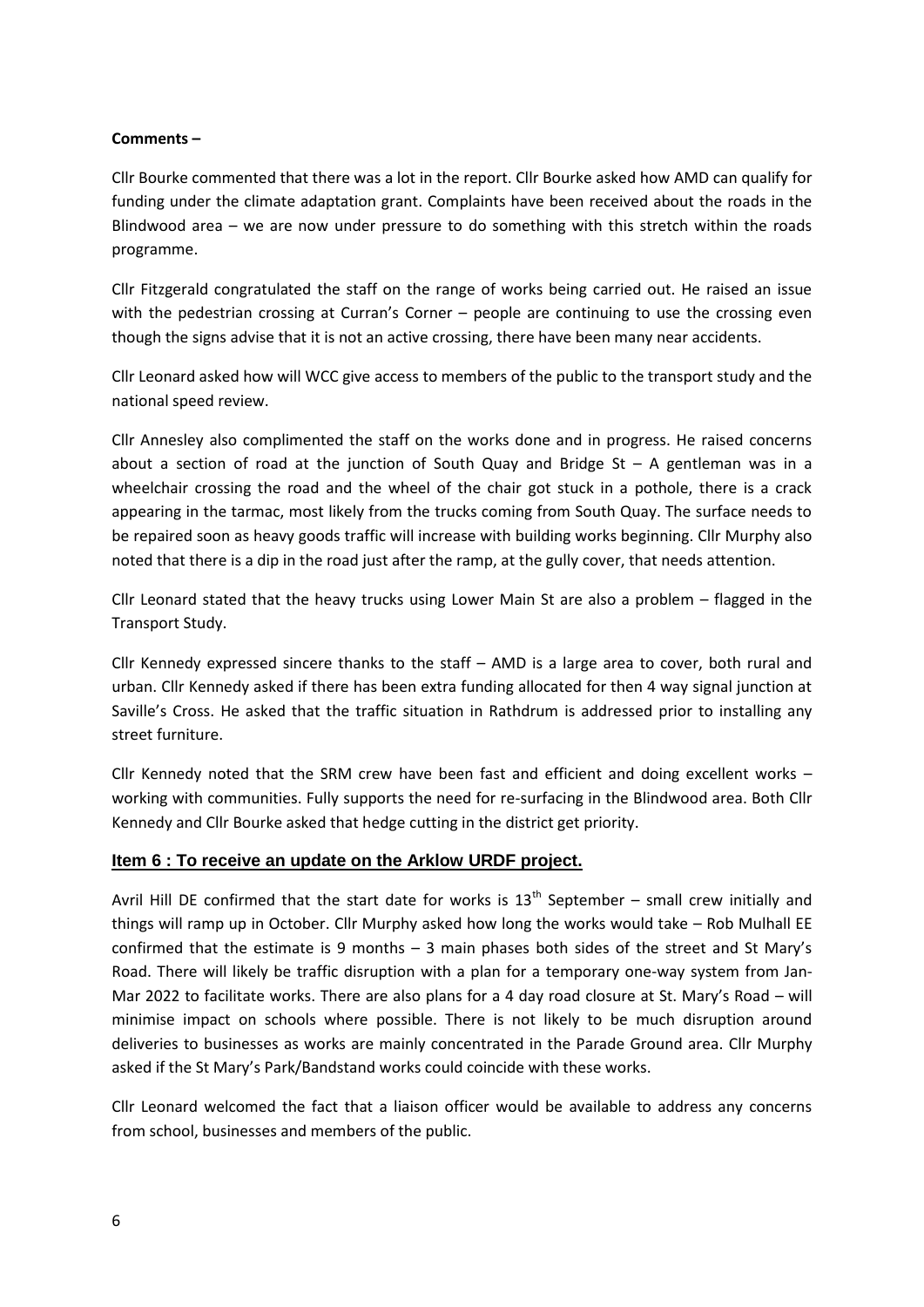**Comments –**

Cllr Bourke commented that there was a lot in the report. Cllr Bourke asked how AMD can qualify for funding under the climate adaptation grant. Complaints have been received about the roads in the Blindwood area – we are now under pressure to do something with this stretch within the roads programme.

Cllr Fitzgerald congratulated the staff on the range of works being carried out. He raised an issue with the pedestrian crossing at Curran's Corner – people are continuing to use the crossing even though the signs advise that it is not an active crossing, there have been many near accidents.

Cllr Leonard asked how will WCC give access to members of the public to the transport study and the national speed review.

Cllr Annesley also complimented the staff on the works done and in progress. He raised concerns about a section of road at the junction of South Quay and Bridge St – A gentleman was in a wheelchair crossing the road and the wheel of the chair got stuck in a pothole, there is a crack appearing in the tarmac, most likely from the trucks coming from South Quay. The surface needs to be repaired soon as heavy goods traffic will increase with building works beginning. Cllr Murphy also noted that there is a dip in the road just after the ramp, at the gully cover, that needs attention.

Cllr Leonard stated that the heavy trucks using Lower Main St are also a problem – flagged in the Transport Study.

Cllr Kennedy expressed sincere thanks to the staff – AMD is a large area to cover, both rural and urban. Cllr Kennedy asked if there has been extra funding allocated for then 4 way signal junction at Saville's Cross. He asked that the traffic situation in Rathdrum is addressed prior to installing any street furniture.

Cllr Kennedy noted that the SRM crew have been fast and efficient and doing excellent works – working with communities. Fully supports the need for re-surfacing in the Blindwood area. Both Cllr Kennedy and Cllr Bourke asked that hedge cutting in the district get priority.

## Item 6 : To receive an update on the Arklow URDF project.

Avril Hill DE confirmed that the start date for works is 13th September – small crew initially and things will ramp up in October. Cllr Murphy asked how long the works would take – Rob Mulhall EE confirmed that the estimate is 9 months – 3 main phases both sides of the street and St Mary's Road. There will likely be traffic disruption with a plan for a temporary one-way system from Jan-Mar 2022 to facilitate works. There are also plans for a 4 day road closure at St. Mary's Road – will minimise impact on schools where possible. There is not likely to be much disruption around deliveries to businesses as works are mainly concentrated in the Parade Ground area. Cllr Murphy asked if the St Mary's Park/Bandstand works could coincide with these works.

Cllr Leonard welcomed the fact that a liaison officer would be available to address any concerns from school, businesses and members of the public.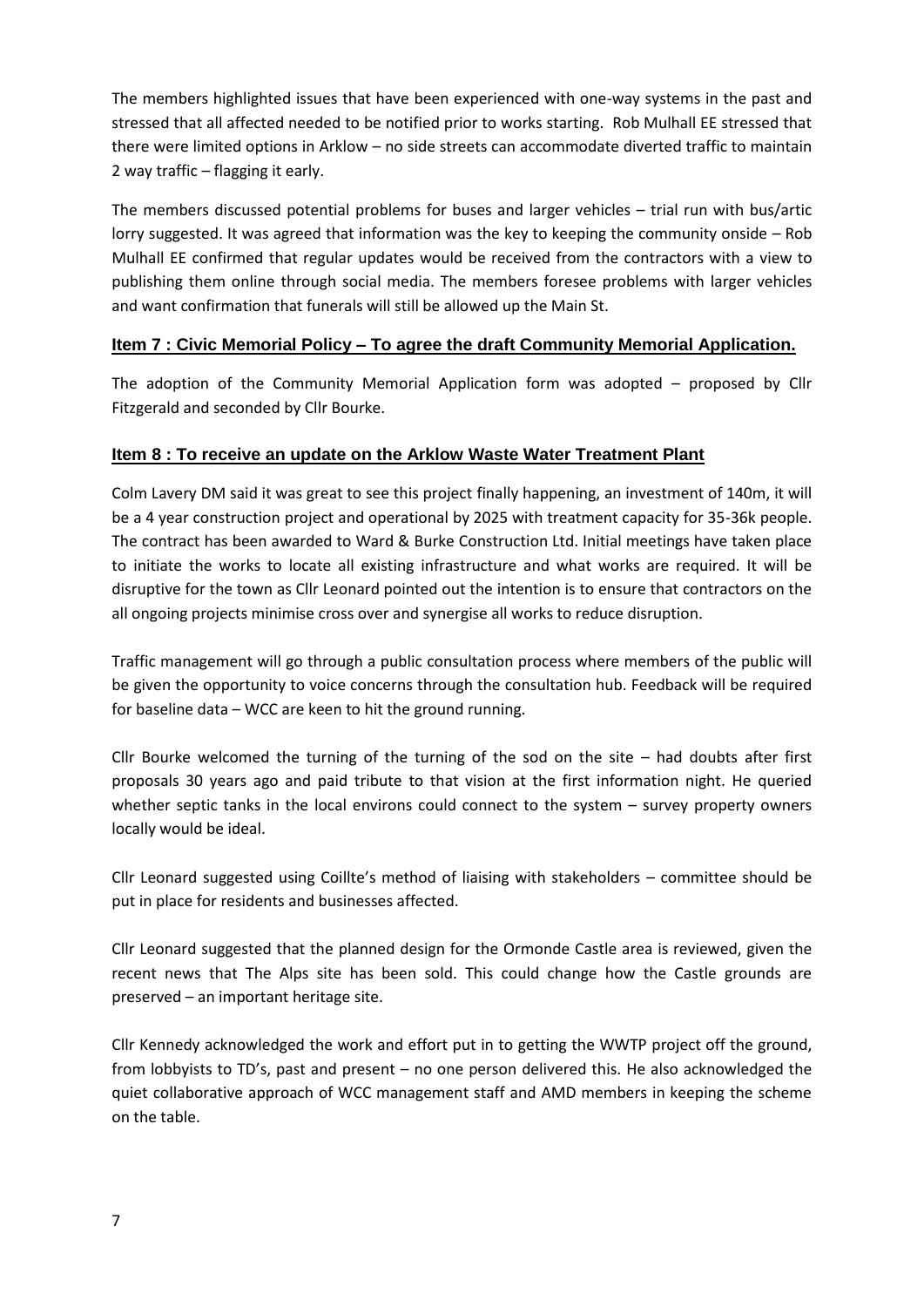The members highlighted issues that have been experienced with one-way systems in the past and stressed that all affected needed to be notified prior to works starting. Rob Mulhall EE stressed that there were limited options in Arklow – no side streets can accommodate diverted traffic to maintain 2 way traffic – flagging it early.

The members discussed potential problems for buses and larger vehicles – trial run with bus/artic lorry suggested. It was agreed that information was the key to keeping the community onside – Rob Mulhall EE confirmed that regular updates would be received from the contractors with a view to publishing them online through social media. The members foresee problems with larger vehicles and want confirmation that funerals will still be allowed up the Main St.

## Item 7 : Civic Memorial Policy – To agree the draft Community Memorial Application.

The adoption of the Community Memorial Application form was adopted – proposed by Cllr Fitzgerald and seconded by Cllr Bourke.

## Item 8 : To receive an update on the Arklow Waste Water Treatment Plant

Colm Lavery DM said it was great to see this project finally happening, an investment of 140m, it will be a 4 year construction project and operational by 2025 with treatment capacity for 35-36k people. The contract has been awarded to Ward & Burke Construction Ltd. Initial meetings have taken place to initiate the works to locate all existing infrastructure and what works are required. It will be disruptive for the town as Cllr Leonard pointed out the intention is to ensure that contractors on the all ongoing projects minimise cross over and synergise all works to reduce disruption.

Traffic management will go through a public consultation process where members of the public will be given the opportunity to voice concerns through the consultation hub. Feedback will be required for baseline data – WCC are keen to hit the ground running.

Cllr Bourke welcomed the turning of the turning of the sod on the site – had doubts after first proposals 30 years ago and paid tribute to that vision at the first information night. He queried whether septic tanks in the local environs could connect to the system – survey property owners locally would be ideal.

Cllr Leonard suggested using Coillte's method of liaising with stakeholders – committee should be put in place for residents and businesses affected.

Cllr Leonard suggested that the planned design for the Ormonde Castle area is reviewed, given the recent news that The Alps site has been sold. This could change how the Castle grounds are preserved – an important heritage site.

Cllr Kennedy acknowledged the work and effort put in to getting the WWTP project off the ground, from lobbyists to TD's, past and present – no one person delivered this. He also acknowledged the quiet collaborative approach of WCC management staff and AMD members in keeping the scheme on the table.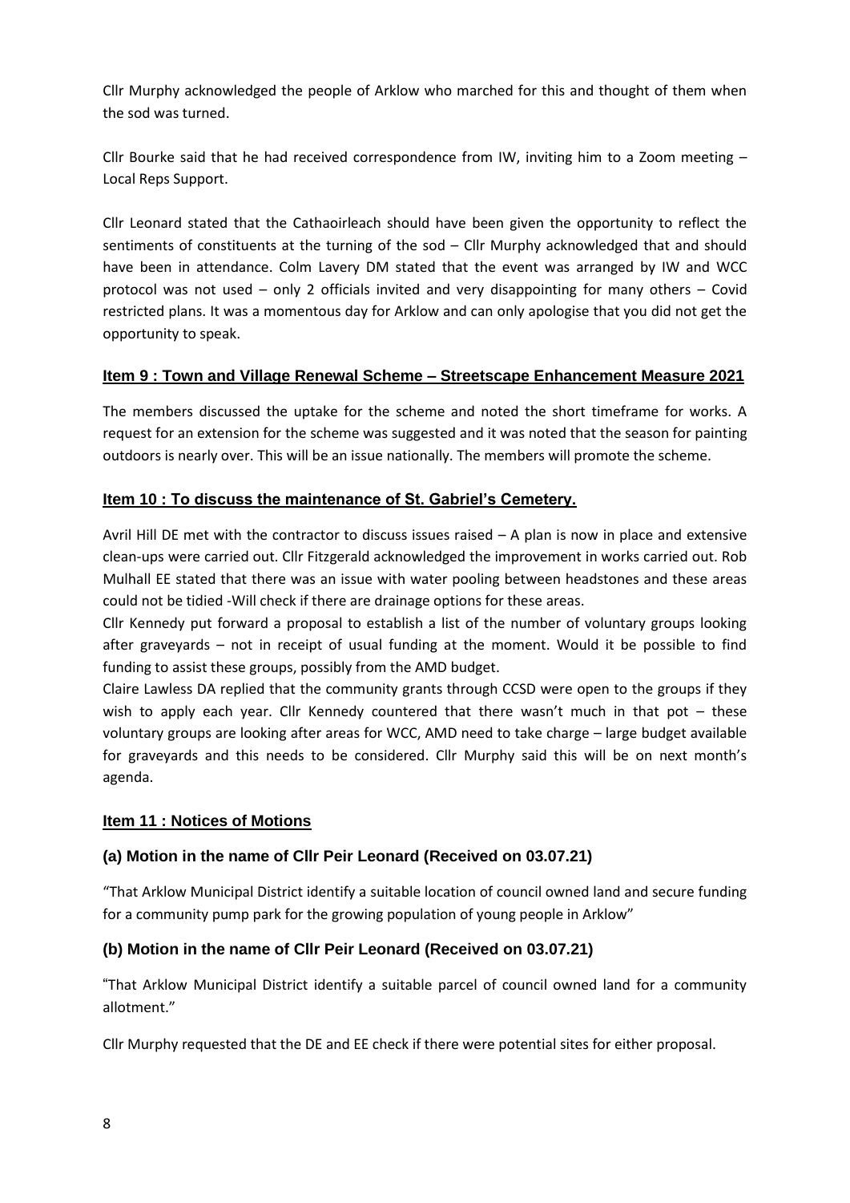Cllr Murphy acknowledged the people of Arklow who marched for this and thought of them when the sod was turned.

Cllr Bourke said that he had received correspondence from IW, inviting him to a Zoom meeting – Local Reps Support.

Cllr Leonard stated that the Cathaoirleach should have been given the opportunity to reflect the sentiments of constituents at the turning of the sod – Cllr Murphy acknowledged that and should have been in attendance. Colm Lavery DM stated that the event was arranged by IW and WCC protocol was not used – only 2 officials invited and very disappointing for many others – Covid restricted plans. It was a momentous day for Arklow and can only apologise that you did not get the opportunity to speak.

## Item 9 : Town and Village Renewal Scheme – Streetscape Enhancement Measure 2021

The members discussed the uptake for the scheme and noted the short timeframe for works. A request for an extension for the scheme was suggested and it was noted that the season for painting outdoors is nearly over. This will be an issue nationally. The members will promote the scheme.

## Item 10 : To discuss the maintenance of St. Gabriel's Cemetery.

Avril Hill DE met with the contractor to discuss issues raised – A plan is now in place and extensive clean-ups were carried out. Cllr Fitzgerald acknowledged the improvement in works carried out. Rob Mulhall EE stated that there was an issue with water pooling between headstones and these areas could not be tidied -Will check if there are drainage options for these areas.

Cllr Kennedy put forward a proposal to establish a list of the number of voluntary groups looking after graveyards – not in receipt of usual funding at the moment. Would it be possible to find funding to assist these groups, possibly from the AMD budget.

Claire Lawless DA replied that the community grants through CCSD were open to the groups if they wish to apply each year. Cllr Kennedy countered that there wasn't much in that pot – these voluntary groups are looking after areas for WCC, AMD need to take charge – large budget available for graveyards and this needs to be considered. Cllr Murphy said this will be on next month's agenda.

## Item 11 : Notices of Motions

### (a) Motion in the name of Cllr Peir Leonard (Received on 03.07.21)

"That Arklow Municipal District identify a suitable location of council owned land and secure funding for a community pump park for the growing population of young people in Arklow"

### (b) Motion in the name of Cllr Peir Leonard (Received on 03.07.21)

"That Arklow Municipal District identify a suitable parcel of council owned land for a community allotment."

Cllr Murphy requested that the DE and EE check if there were potential sites for either proposal.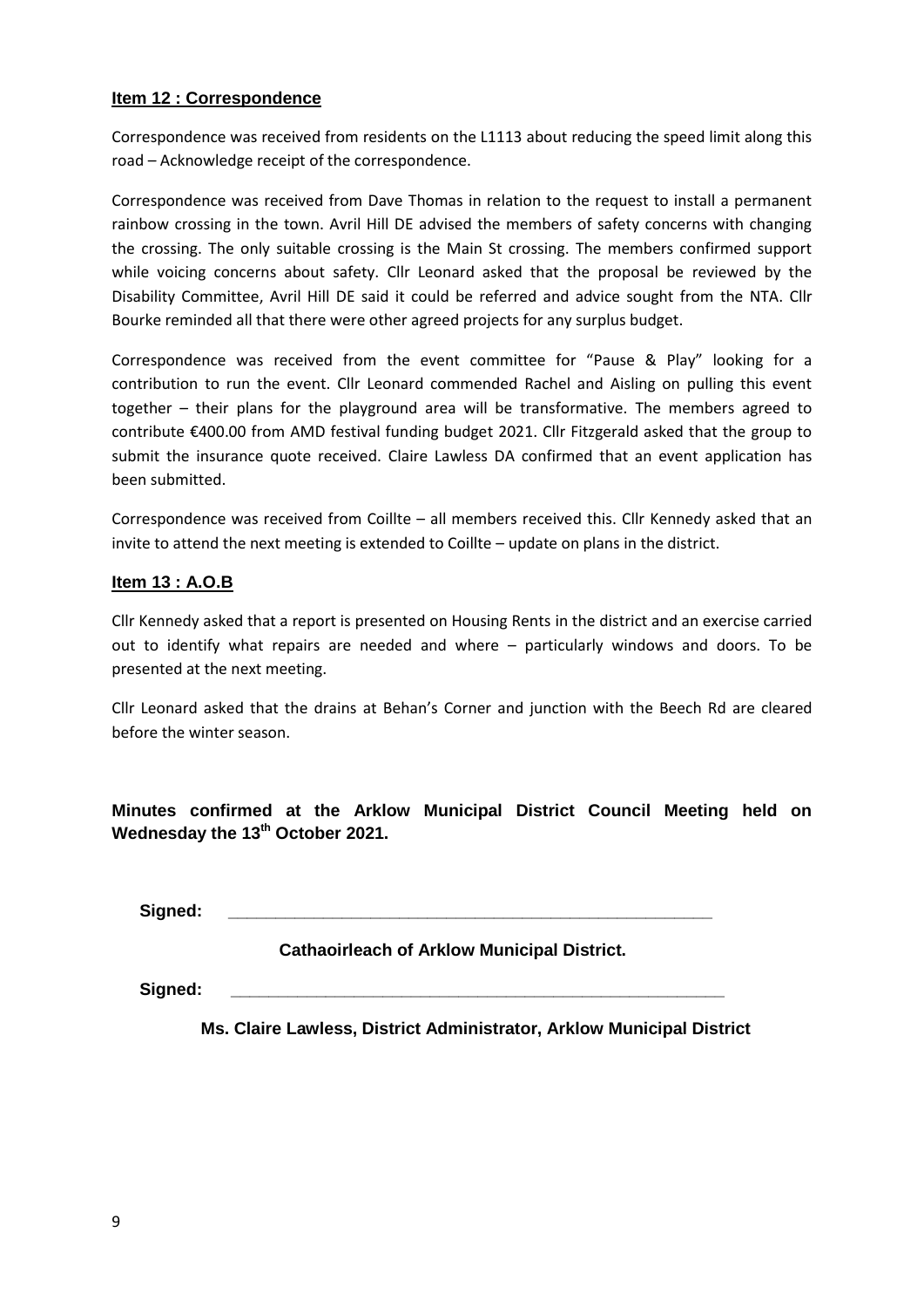## Item 12 : Correspondence

Correspondence was received from residents on the L1113 about reducing the speed limit along this road – Acknowledge receipt of the correspondence.

Correspondence was received from Dave Thomas in relation to the request to install a permanent rainbow crossing in the town. Avril Hill DE advised the members of safety concerns with changing the crossing. The only suitable crossing is the Main St crossing. The members confirmed support while voicing concerns about safety. Cllr Leonard asked that the proposal be reviewed by the Disability Committee, Avril Hill DE said it could be referred and advice sought from the NTA. Cllr Bourke reminded all that there were other agreed projects for any surplus budget.

Correspondence was received from the event committee for "Pause & Play" looking for a contribution to run the event. Cllr Leonard commended Rachel and Aisling on pulling this event together – their plans for the playground area will be transformative. The members agreed to contribute €400.00 from AMD festival funding budget 2021. Cllr Fitzgerald asked that the group to submit the insurance quote received. Claire Lawless DA confirmed that an event application has been submitted.

Correspondence was received from Coillte – all members received this. Cllr Kennedy asked that an invite to attend the next meeting is extended to Coillte – update on plans in the district.

## Item 13 : A.O.B

Cllr Kennedy asked that a report is presented on Housing Rents in the district and an exercise carried out to identify what repairs are needed and where – particularly windows and doors. To be presented at the next meeting.

Cllr Leonard asked that the drains at Behan's Corner and junction with the Beech Rd are cleared before the winter season.

**Minutes confirmed at the Arklow Municipal District Council Meeting held on Wednesday the 13th October 2021.**

**Signed:** \_\_\_\_\_\_\_\_\_\_\_\_\_\_\_\_\_\_\_\_\_\_\_\_\_\_\_\_\_\_\_\_\_\_\_\_\_\_\_\_\_\_\_\_\_\_\_\_

**Cathaoirleach of Arklow Municipal District.**

**Signed:** \_\_\_\_\_\_\_\_\_\_\_\_\_\_\_\_\_\_\_\_\_\_\_\_\_\_\_\_\_\_\_\_\_\_\_\_\_\_\_\_\_\_\_\_\_\_\_\_

**Ms. Claire Lawless, District Administrator, Arklow Municipal District**